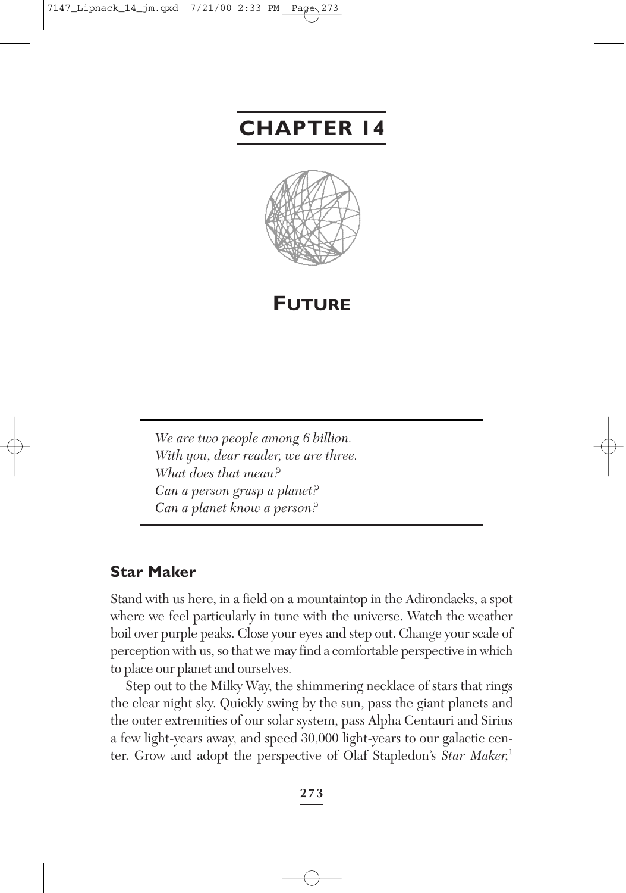# CHAPTER 14

# FUTURE

*We are two people among 6 billion.*
*With you, dear reader, we are three.*
*What does that mean?*
*Can a person grasp a planet?*
*Can a planet know a person?*

## Star Maker

Stand with us here, in a field on a mountaintop in the Adirondacks, a spot where we feel particularly in tune with the universe. Watch the weather boil over purple peaks. Close your eyes and step out. Change your scale of perception with us, so that we may find a comfortable perspective in which to place our planet and ourselves.

Step out to the Milky Way, the shimmering necklace of stars that rings the clear night sky. Quickly swing by the sun, pass the giant planets and the outer extremities of our solar system, pass Alpha Centauri and Sirius a few light-years away, and speed 30,000 light-years to our galactic center. Grow and adopt the perspective of Olaf Stapledon's *Star Maker*,[1]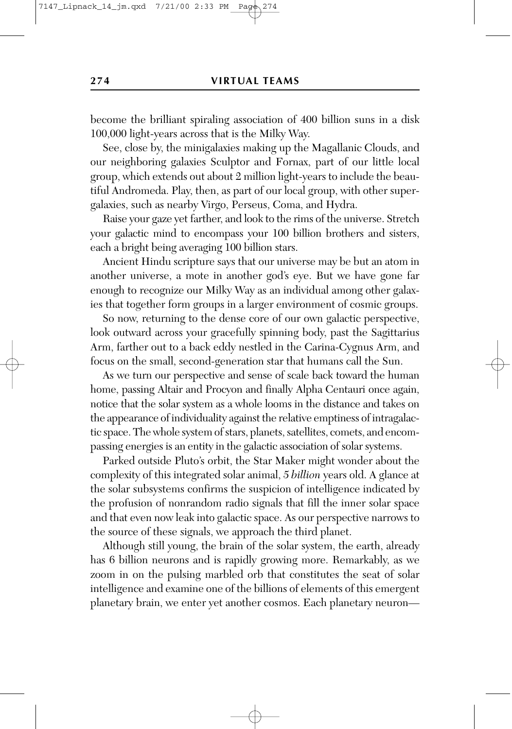become the brilliant spiraling association of 400 billion suns in a disk 100,000 light-years across that is the Milky Way.

See, close by, the minigalaxies making up the Magallanic Clouds, and our neighboring galaxies Sculptor and Fornax, part of our little local group, which extends out about 2 million light-years to include the beautiful Andromeda. Play, then, as part of our local group, with other supergalaxies, such as nearby Virgo, Perseus, Coma, and Hydra.

Raise your gaze yet farther, and look to the rims of the universe. Stretch your galactic mind to encompass your 100 billion brothers and sisters, each a bright being averaging 100 billion stars.

Ancient Hindu scripture says that our universe may be but an atom in another universe, a mote in another god's eye. But we have gone far enough to recognize our Milky Way as an individual among other galaxies that together form groups in a larger environment of cosmic groups.

So now, returning to the dense core of our own galactic perspective, look outward across your gracefully spinning body, past the Sagittarius Arm, farther out to a back eddy nestled in the Carina-Cygnus Arm, and focus on the small, second-generation star that humans call the Sun.

As we turn our perspective and sense of scale back toward the human home, passing Altair and Procyon and finally Alpha Centauri once again, notice that the solar system as a whole looms in the distance and takes on the appearance of individuality against the relative emptiness of intragalactic space. The whole system of stars, planets, satellites, comets, and encompassing energies is an entity in the galactic association of solar systems.

Parked outside Pluto's orbit, the Star Maker might wonder about the complexity of this integrated solar animal, 5 *billion* years old. A glance at the solar subsystems confirms the suspicion of intelligence indicated by the profusion of nonrandom radio signals that fill the inner solar space and that even now leak into galactic space. As our perspective narrows to the source of these signals, we approach the third planet.

Although still young, the brain of the solar system, the earth, already has 6 billion neurons and is rapidly growing more. Remarkably, as we zoom in on the pulsing marbled orb that constitutes the seat of solar intelligence and examine one of the billions of elements of this emergent planetary brain, we enter yet another cosmos. Each planetary neuron—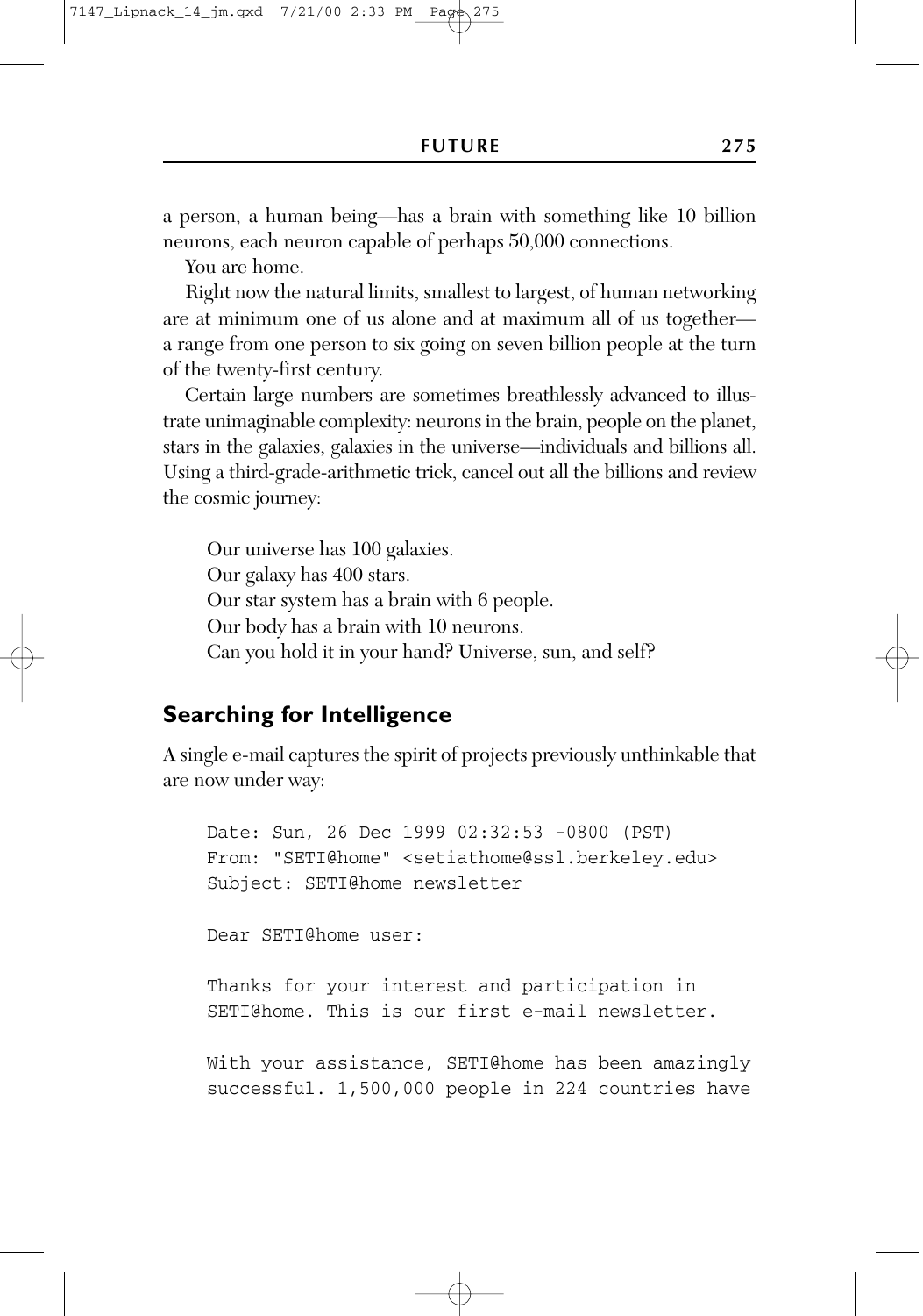a person, a human being—has a brain with something like 10 billion neurons, each neuron capable of perhaps 50,000 connections.

You are home.

Right now the natural limits, smallest to largest, of human networking are at minimum one of us alone and at maximum all of us together—a range from one person to six going on seven billion people at the turn of the twenty-first century.

Certain large numbers are sometimes breathlessly advanced to illustrate unimaginable complexity: neurons in the brain, people on the planet, stars in the galaxies, galaxies in the universe—individuals and billions all. Using a third-grade-arithmetic trick, cancel out all the billions and review the cosmic journey:

> Our universe has 100 galaxies.  
> Our galaxy has 400 stars.  
> Our star system has a brain with 6 people.  
> Our body has a brain with 10 neurons.  
> Can you hold it in your hand? Universe, sun, and self?

## Searching for Intelligence

A single e-mail captures the spirit of projects previously unthinkable that are now under way:

```
Date: Sun, 26 Dec 1999 02:32:53 -0800 (PST)
From: "SETI@home" <setiathome@ssl.berkeley.edu>
Subject: SETI@home newsletter

Dear SETI@home user:

Thanks for your interest and participation in
SETI@home. This is our first e-mail newsletter.

With your assistance, SETI@home has been amazingly
successful. 1,500,000 people in 224 countries have
```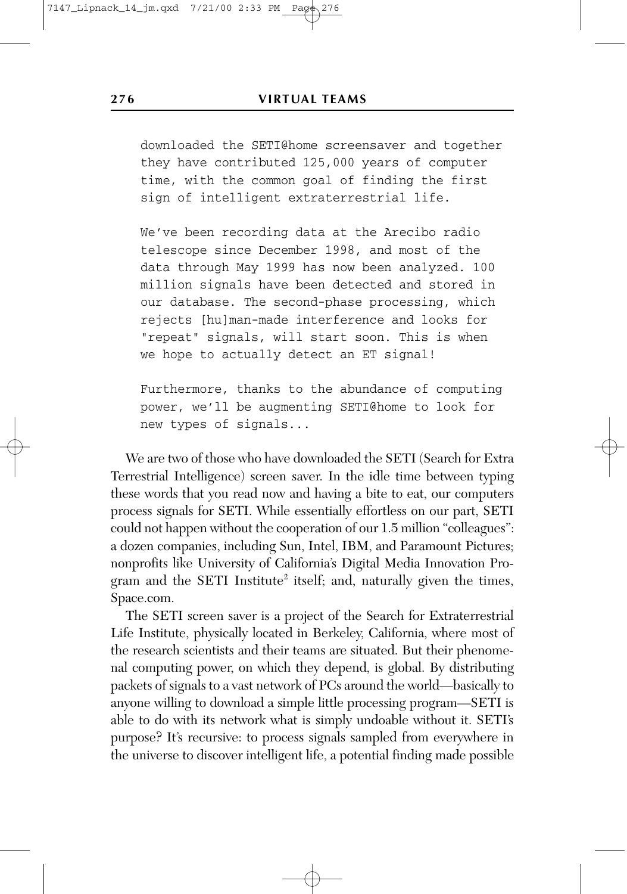```
downloaded the SETI@home screensaver and together
they have contributed 125,000 years of computer
time, with the common goal of finding the first
sign of intelligent extraterrestrial life.

We've been recording data at the Arecibo radio
telescope since December 1998, and most of the
data through May 1999 has now been analyzed. 100
million signals have been detected and stored in
our database. The second-phase processing, which
rejects [hu]man-made interference and looks for
"repeat" signals, will start soon. This is when
we hope to actually detect an ET signal!

Furthermore, thanks to the abundance of computing
power, we'll be augmenting SETI@home to look for
new types of signals...
```

We are two of those who have downloaded the SETI (Search for Extra Terrestrial Intelligence) screen saver. In the idle time between typing these words that you read now and having a bite to eat, our computers process signals for SETI. While essentially effortless on our part, SETI could not happen without the cooperation of our 1.5 million "colleagues": a dozen companies, including Sun, Intel, IBM, and Paramount Pictures; nonprofits like University of California's Digital Media Innovation Program and the SETI Institute[2] itself; and, naturally given the times, Space.com.

The SETI screen saver is a project of the Search for Extraterrestrial Life Institute, physically located in Berkeley, California, where most of the research scientists and their teams are situated. But their phenomenal computing power, on which they depend, is global. By distributing packets of signals to a vast network of PCs around the world—basically to anyone willing to download a simple little processing program—SETI is able to do with its network what is simply undoable without it. SETI's purpose? It's recursive: to process signals sampled from everywhere in the universe to discover intelligent life, a potential finding made possible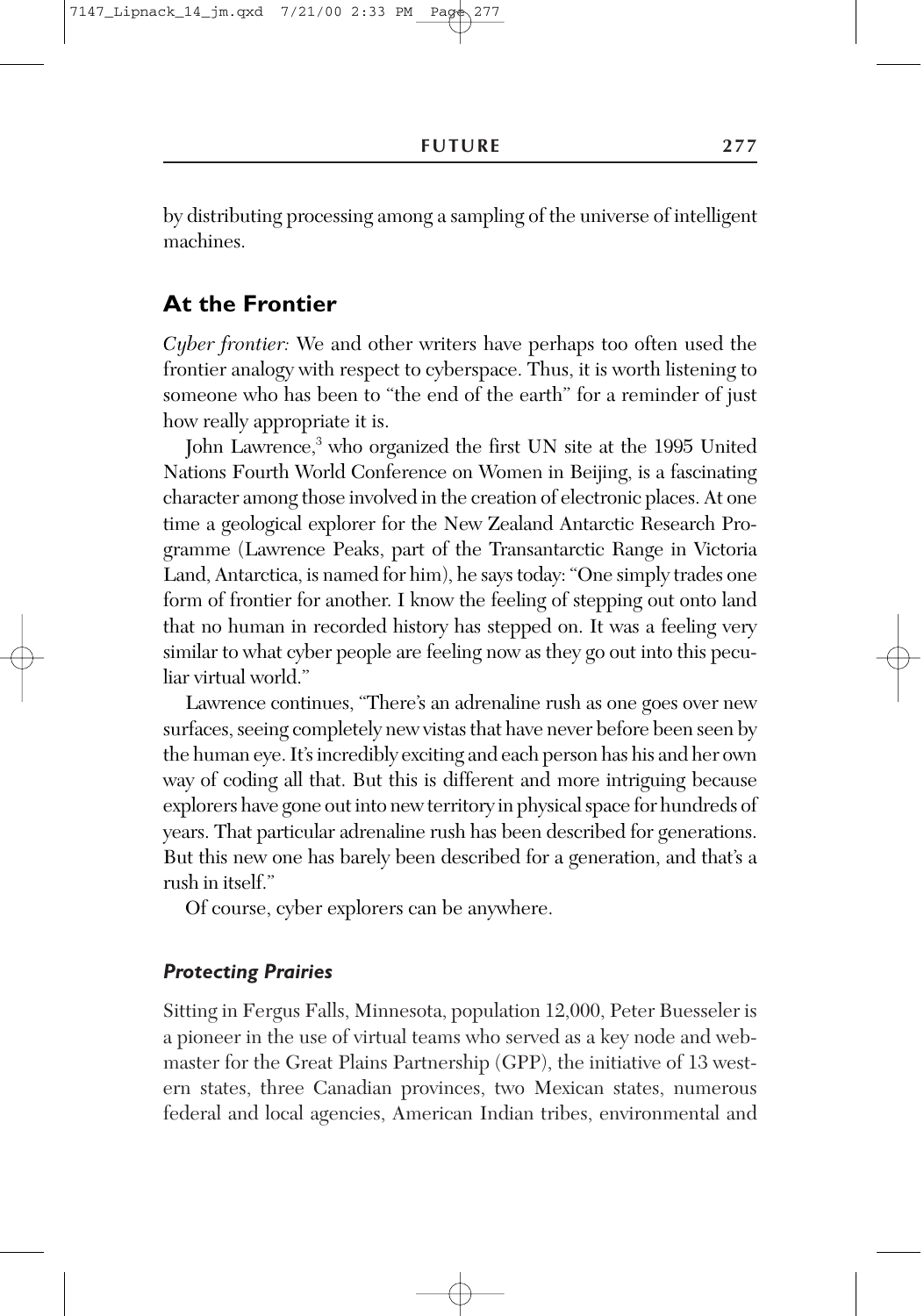by distributing processing among a sampling of the universe of intelligent machines.

## At the Frontier

*Cyber frontier:* We and other writers have perhaps too often used the frontier analogy with respect to cyberspace. Thus, it is worth listening to someone who has been to "the end of the earth" for a reminder of just how really appropriate it is.

John Lawrence,[3] who organized the first UN site at the 1995 United Nations Fourth World Conference on Women in Beijing, is a fascinating character among those involved in the creation of electronic places. At one time a geological explorer for the New Zealand Antarctic Research Programme (Lawrence Peaks, part of the Transantarctic Range in Victoria Land, Antarctica, is named for him), he says today: "One simply trades one form of frontier for another. I know the feeling of stepping out onto land that no human in recorded history has stepped on. It was a feeling very similar to what cyber people are feeling now as they go out into this peculiar virtual world."

Lawrence continues, "There's an adrenaline rush as one goes over new surfaces, seeing completely new vistas that have never before been seen by the human eye. It's incredibly exciting and each person has his and her own way of coding all that. But this is different and more intriguing because explorers have gone out into new territory in physical space for hundreds of years. That particular adrenaline rush has been described for generations. But this new one has barely been described for a generation, and that's a rush in itself."

Of course, cyber explorers can be anywhere.

### *Protecting Prairies*

Sitting in Fergus Falls, Minnesota, population 12,000, Peter Buesseler is a pioneer in the use of virtual teams who served as a key node and webmaster for the Great Plains Partnership (GPP), the initiative of 13 western states, three Canadian provinces, two Mexican states, numerous federal and local agencies, American Indian tribes, environmental and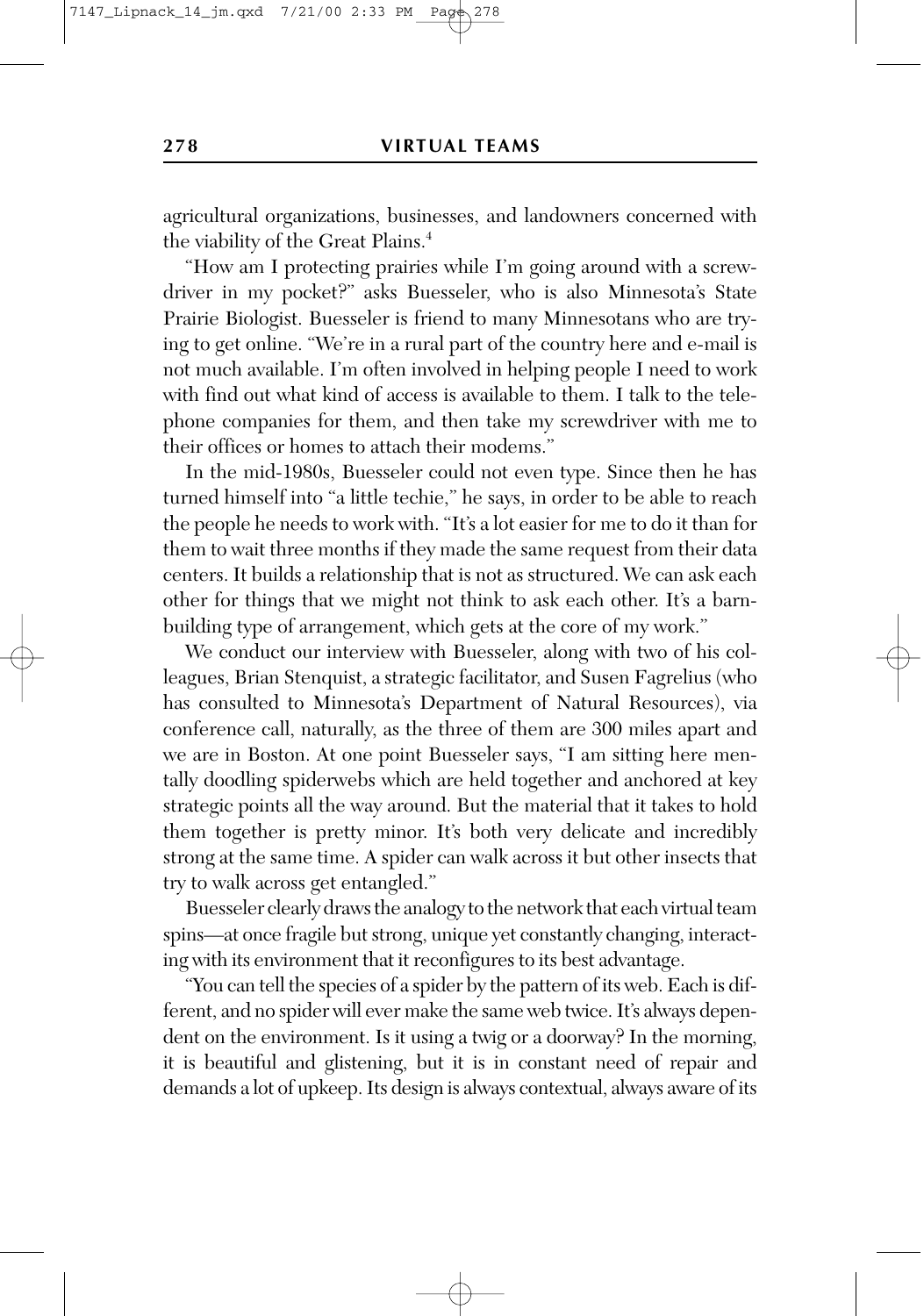agricultural organizations, businesses, and landowners concerned with the viability of the Great Plains.[4]

"How am I protecting prairies while I'm going around with a screwdriver in my pocket?" asks Buesseler, who is also Minnesota's State Prairie Biologist. Buesseler is friend to many Minnesotans who are trying to get online. "We're in a rural part of the country here and e-mail is not much available. I'm often involved in helping people I need to work with find out what kind of access is available to them. I talk to the telephone companies for them, and then take my screwdriver with me to their offices or homes to attach their modems."

In the mid-1980s, Buesseler could not even type. Since then he has turned himself into "a little techie," he says, in order to be able to reach the people he needs to work with. "It's a lot easier for me to do it than for them to wait three months if they made the same request from their data centers. It builds a relationship that is not as structured. We can ask each other for things that we might not think to ask each other. It's a barn-building type of arrangement, which gets at the core of my work."

We conduct our interview with Buesseler, along with two of his colleagues, Brian Stenquist, a strategic facilitator, and Susen Fagrelius (who has consulted to Minnesota's Department of Natural Resources), via conference call, naturally, as the three of them are 300 miles apart and we are in Boston. At one point Buesseler says, "I am sitting here mentally doodling spiderwebs which are held together and anchored at key strategic points all the way around. But the material that it takes to hold them together is pretty minor. It's both very delicate and incredibly strong at the same time. A spider can walk across it but other insects that try to walk across get entangled."

Buesseler clearly draws the analogy to the network that each virtual team spins—at once fragile but strong, unique yet constantly changing, interacting with its environment that it reconfigures to its best advantage.

"You can tell the species of a spider by the pattern of its web. Each is different, and no spider will ever make the same web twice. It's always dependent on the environment. Is it using a twig or a doorway? In the morning, it is beautiful and glistening, but it is in constant need of repair and demands a lot of upkeep. Its design is always contextual, always aware of its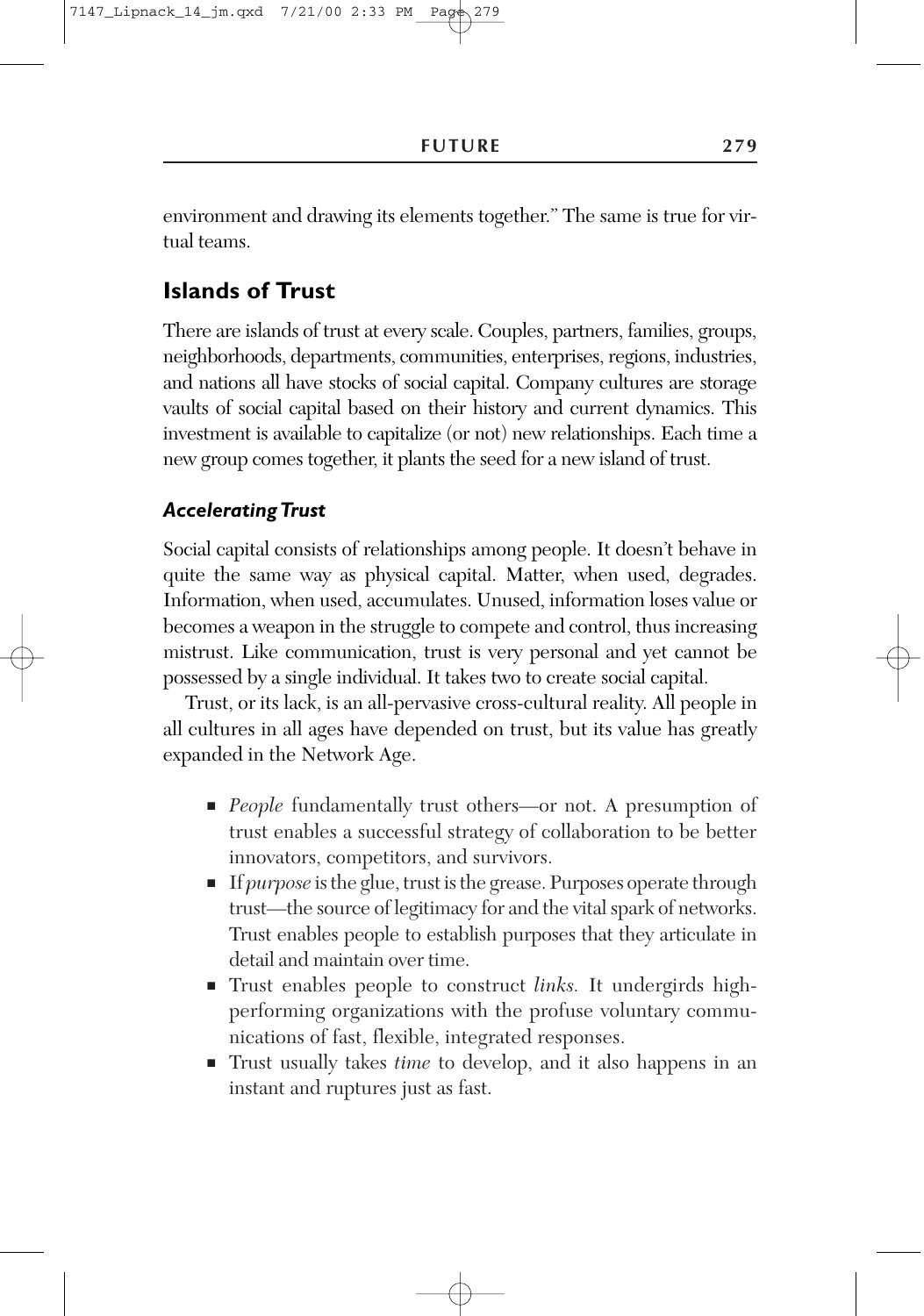environment and drawing its elements together." The same is true for virtual teams.

## Islands of Trust

There are islands of trust at every scale. Couples, partners, families, groups, neighborhoods, departments, communities, enterprises, regions, industries, and nations all have stocks of social capital. Company cultures are storage vaults of social capital based on their history and current dynamics. This investment is available to capitalize (or not) new relationships. Each time a new group comes together, it plants the seed for a new island of trust.

### *Accelerating Trust*

Social capital consists of relationships among people. It doesn't behave in quite the same way as physical capital. Matter, when used, degrades. Information, when used, accumulates. Unused, information loses value or becomes a weapon in the struggle to compete and control, thus increasing mistrust. Like communication, trust is very personal and yet cannot be possessed by a single individual. It takes two to create social capital.

Trust, or its lack, is an all-pervasive cross-cultural reality. All people in all cultures in all ages have depended on trust, but its value has greatly expanded in the Network Age.

- *People* fundamentally trust others—or not. A presumption of trust enables a successful strategy of collaboration to be better innovators, competitors, and survivors.
- If *purpose* is the glue, trust is the grease. Purposes operate through trust—the source of legitimacy for and the vital spark of networks. Trust enables people to establish purposes that they articulate in detail and maintain over time.
- Trust enables people to construct *links.* It undergirds high-performing organizations with the profuse voluntary communications of fast, flexible, integrated responses.
- Trust usually takes *time* to develop, and it also happens in an instant and ruptures just as fast.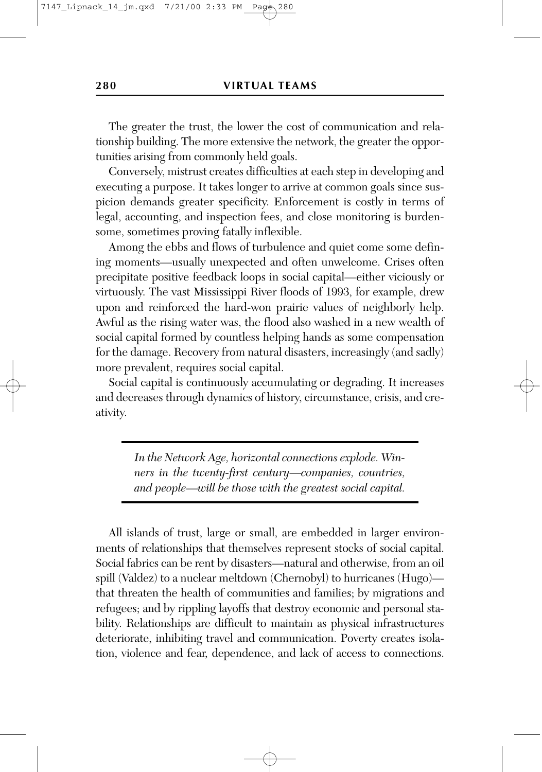The greater the trust, the lower the cost of communication and relationship building. The more extensive the network, the greater the opportunities arising from commonly held goals.

Conversely, mistrust creates difficulties at each step in developing and executing a purpose. It takes longer to arrive at common goals since suspicion demands greater specificity. Enforcement is costly in terms of legal, accounting, and inspection fees, and close monitoring is burdensome, sometimes proving fatally inflexible.

Among the ebbs and flows of turbulence and quiet come some defining moments—usually unexpected and often unwelcome. Crises often precipitate positive feedback loops in social capital—either viciously or virtuously. The vast Mississippi River floods of 1993, for example, drew upon and reinforced the hard-won prairie values of neighborly help. Awful as the rising water was, the flood also washed in a new wealth of social capital formed by countless helping hands as some compensation for the damage. Recovery from natural disasters, increasingly (and sadly) more prevalent, requires social capital.

Social capital is continuously accumulating or degrading. It increases and decreases through dynamics of history, circumstance, crisis, and creativity.

> *In the Network Age, horizontal connections explode. Winners in the twenty-first century—companies, countries, and people—will be those with the greatest social capital.*

All islands of trust, large or small, are embedded in larger environments of relationships that themselves represent stocks of social capital. Social fabrics can be rent by disasters—natural and otherwise, from an oil spill (Valdez) to a nuclear meltdown (Chernobyl) to hurricanes (Hugo)—that threaten the health of communities and families; by migrations and refugees; and by rippling layoffs that destroy economic and personal stability. Relationships are difficult to maintain as physical infrastructures deteriorate, inhibiting travel and communication. Poverty creates isolation, violence and fear, dependence, and lack of access to connections.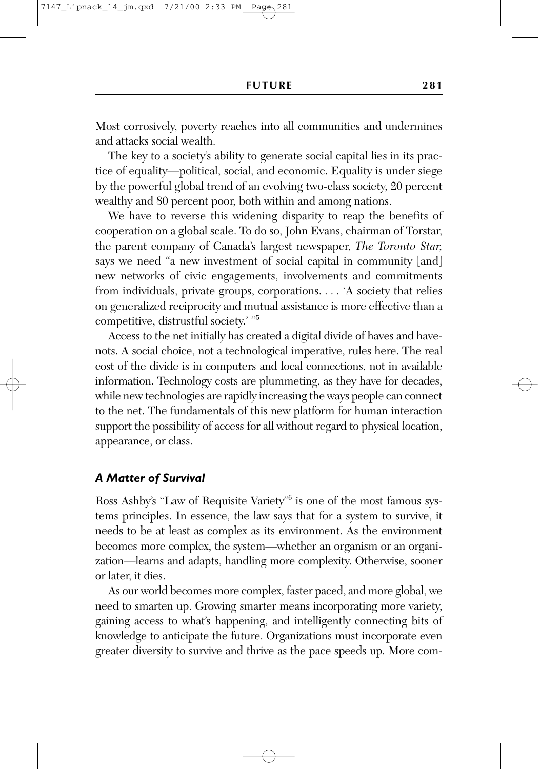Most corrosively, poverty reaches into all communities and undermines and attacks social wealth.

The key to a society's ability to generate social capital lies in its practice of equality—political, social, and economic. Equality is under siege by the powerful global trend of an evolving two-class society, 20 percent wealthy and 80 percent poor, both within and among nations.

We have to reverse this widening disparity to reap the benefits of cooperation on a global scale. To do so, John Evans, chairman of Torstar, the parent company of Canada's largest newspaper, *The Toronto Star,* says we need "a new investment of social capital in community [and] new networks of civic engagements, involvements and commitments from individuals, private groups, corporations. . . . 'A society that relies on generalized reciprocity and mutual assistance is more effective than a competitive, distrustful society.' "[5]

Access to the net initially has created a digital divide of haves and have-nots. A social choice, not a technological imperative, rules here. The real cost of the divide is in computers and local connections, not in available information. Technology costs are plummeting, as they have for decades, while new technologies are rapidly increasing the ways people can connect to the net. The fundamentals of this new platform for human interaction support the possibility of access for all without regard to physical location, appearance, or class.

### *A Matter of Survival*

Ross Ashby's "Law of Requisite Variety"[6] is one of the most famous systems principles. In essence, the law says that for a system to survive, it needs to be at least as complex as its environment. As the environment becomes more complex, the system—whether an organism or an organization—learns and adapts, handling more complexity. Otherwise, sooner or later, it dies.

As our world becomes more complex, faster paced, and more global, we need to smarten up. Growing smarter means incorporating more variety, gaining access to what's happening, and intelligently connecting bits of knowledge to anticipate the future. Organizations must incorporate even greater diversity to survive and thrive as the pace speeds up. More com-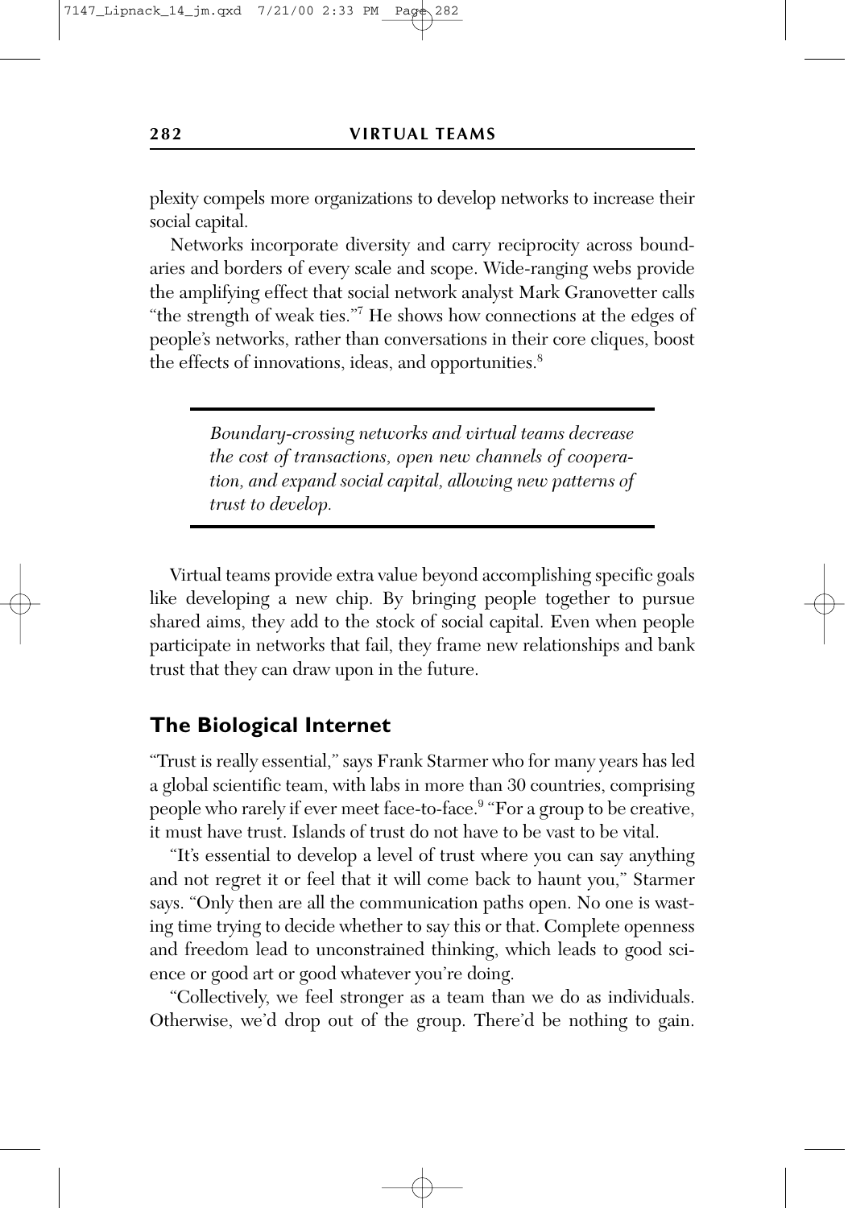plexity compels more organizations to develop networks to increase their social capital.

Networks incorporate diversity and carry reciprocity across boundaries and borders of every scale and scope. Wide-ranging webs provide the amplifying effect that social network analyst Mark Granovetter calls "the strength of weak ties."[7] He shows how connections at the edges of people's networks, rather than conversations in their core cliques, boost the effects of innovations, ideas, and opportunities.[8]

> *Boundary-crossing networks and virtual teams decrease the cost of transactions, open new channels of cooperation, and expand social capital, allowing new patterns of trust to develop.*

Virtual teams provide extra value beyond accomplishing specific goals like developing a new chip. By bringing people together to pursue shared aims, they add to the stock of social capital. Even when people participate in networks that fail, they frame new relationships and bank trust that they can draw upon in the future.

## The Biological Internet

"Trust is really essential," says Frank Starmer who for many years has led a global scientific team, with labs in more than 30 countries, comprising people who rarely if ever meet face-to-face.[9] "For a group to be creative, it must have trust. Islands of trust do not have to be vast to be vital.

"It's essential to develop a level of trust where you can say anything and not regret it or feel that it will come back to haunt you," Starmer says. "Only then are all the communication paths open. No one is wasting time trying to decide whether to say this or that. Complete openness and freedom lead to unconstrained thinking, which leads to good science or good art or good whatever you're doing.

"Collectively, we feel stronger as a team than we do as individuals. Otherwise, we'd drop out of the group. There'd be nothing to gain.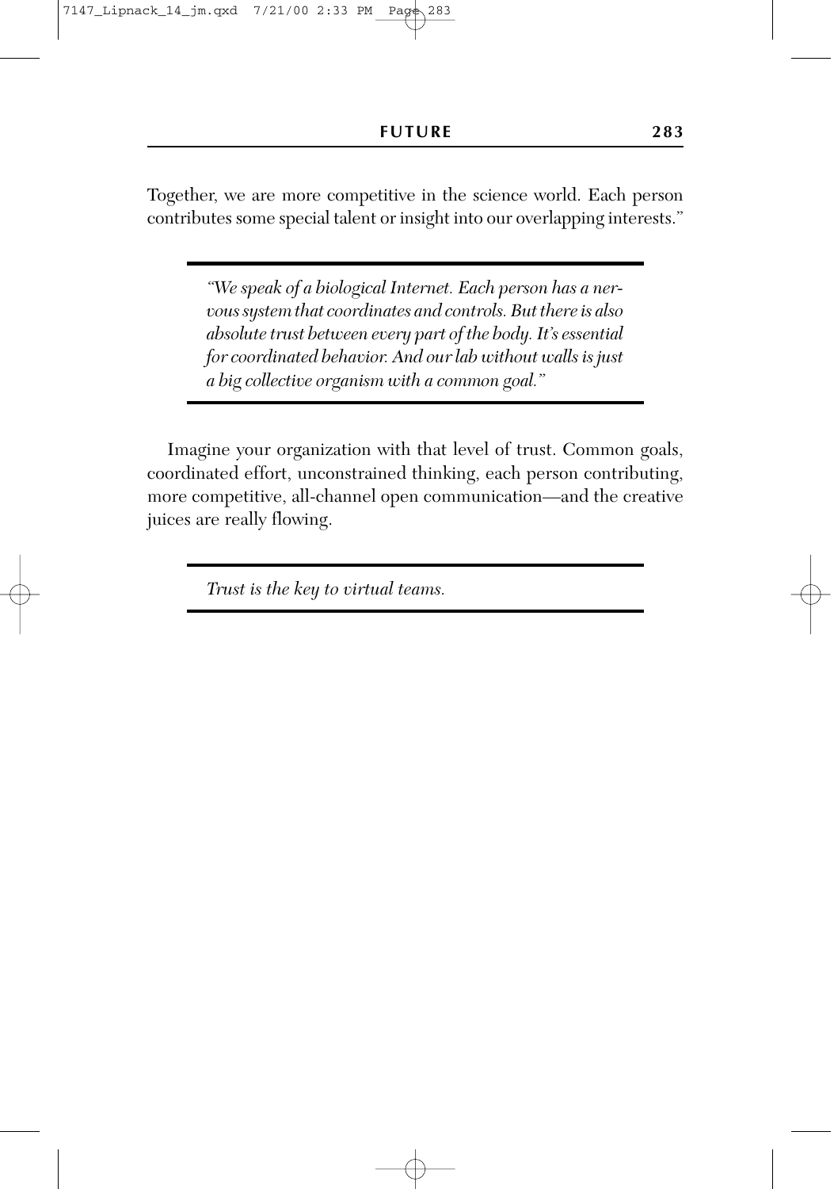Together, we are more competitive in the science world. Each person contributes some special talent or insight into our overlapping interests."

> *"We speak of a biological Internet. Each person has a nervous system that coordinates and controls. But there is also absolute trust between every part of the body. It's essential for coordinated behavior. And our lab without walls is just a big collective organism with a common goal."*

Imagine your organization with that level of trust. Common goals, coordinated effort, unconstrained thinking, each person contributing, more competitive, all-channel open communication—and the creative juices are really flowing.

> *Trust is the key to virtual teams.*